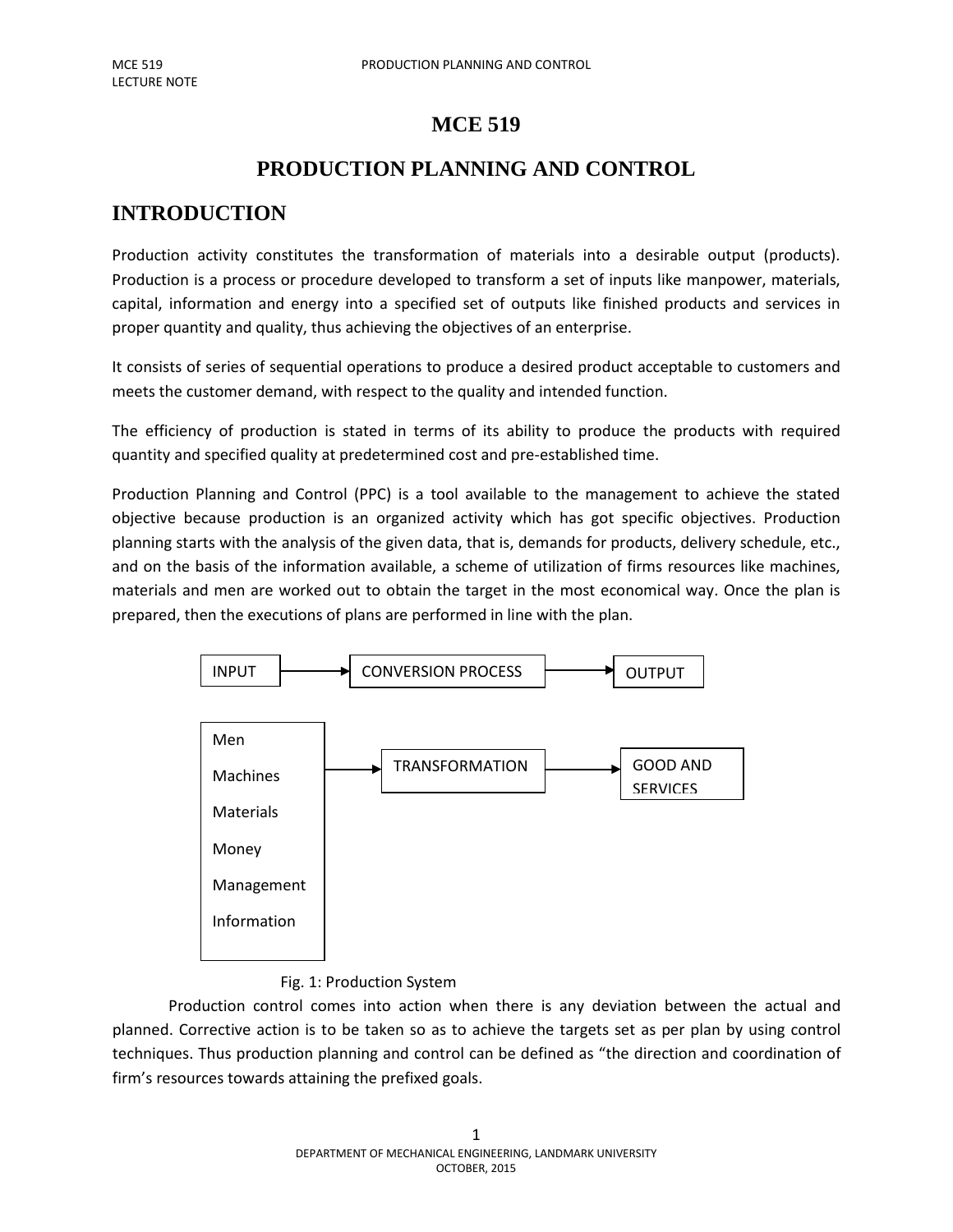# MCE 519

# PRODUCTION PLANNING AND CONTROL

## INTRODUCTION

Production activity constitutes the transformation of materials into a desirable output (products). Production is a process or procedure developed to transform a set of inputs like manpower, materials, capital, information and energy into a specified set of outputs like finished products and services in proper quantity and quality, thus achieving the objectives of an enterprise.

It consists of series of sequential operations to produce a desired product acceptable to customers and meets the customer demand, with respect to the quality and intended function.

The efficiency of production is stated in terms of its ability to produce the products with required quantity and specified quality at predetermined cost and pre-established time.

Production Planning and Control (PPC) is a tool available to the management to achieve the stated objective because production is an organized activity which has got specific objectives. Production planning starts with the analysis of the given data, that is, demands for products, delivery schedule, etc., and on the basis of the information available, a scheme of utilization of firms resources like machines, materials and men are worked out to obtain the target in the most economical way. Once the plan is prepared, then the executions of plans are performed in line with the plan.

INPUT → CONVERSION PROCESS → OUTPUT

Men
Machines
Materials
Money
Management
Information

→ TRANSFORMATION → GOOD AND SERVICES

Fig. 1: Production System

Production control comes into action when there is any deviation between the actual and planned. Corrective action is to be taken so as to achieve the targets set as per plan by using control techniques. Thus production planning and control can be defined as "the direction and coordination of firm's resources towards attaining the prefixed goals.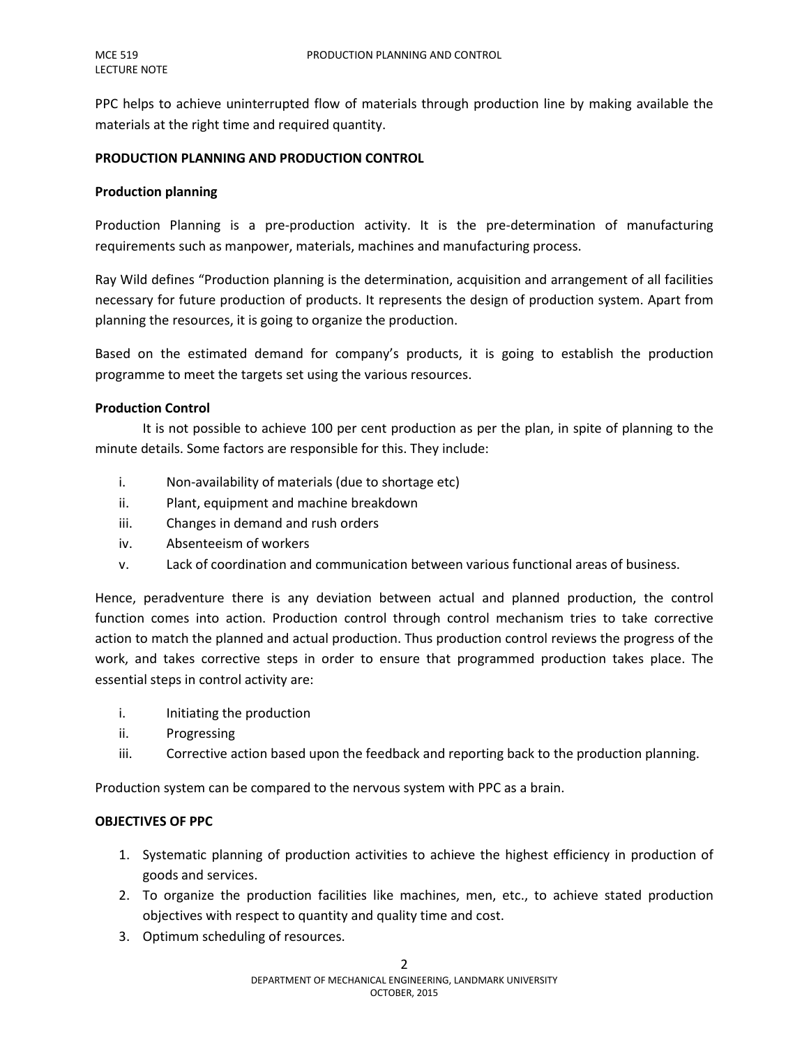PPC helps to achieve uninterrupted flow of materials through production line by making available the materials at the right time and required quantity.

**PRODUCTION PLANNING AND PRODUCTION CONTROL**

**Production planning**

Production Planning is a pre-production activity. It is the pre-determination of manufacturing requirements such as manpower, materials, machines and manufacturing process.

Ray Wild defines "Production planning is the determination, acquisition and arrangement of all facilities necessary for future production of products. It represents the design of production system. Apart from planning the resources, it is going to organize the production.

Based on the estimated demand for company's products, it is going to establish the production programme to meet the targets set using the various resources.

**Production Control**

It is not possible to achieve 100 per cent production as per the plan, in spite of planning to the minute details. Some factors are responsible for this. They include:

i. Non-availability of materials (due to shortage etc)
ii. Plant, equipment and machine breakdown
iii. Changes in demand and rush orders
iv. Absenteeism of workers
v. Lack of coordination and communication between various functional areas of business.

Hence, peradventure there is any deviation between actual and planned production, the control function comes into action. Production control through control mechanism tries to take corrective action to match the planned and actual production. Thus production control reviews the progress of the work, and takes corrective steps in order to ensure that programmed production takes place. The essential steps in control activity are:

i. Initiating the production
ii. Progressing
iii. Corrective action based upon the feedback and reporting back to the production planning.

Production system can be compared to the nervous system with PPC as a brain.

**OBJECTIVES OF PPC**

1. Systematic planning of production activities to achieve the highest efficiency in production of goods and services.
2. To organize the production facilities like machines, men, etc., to achieve stated production objectives with respect to quantity and quality time and cost.
3. Optimum scheduling of resources.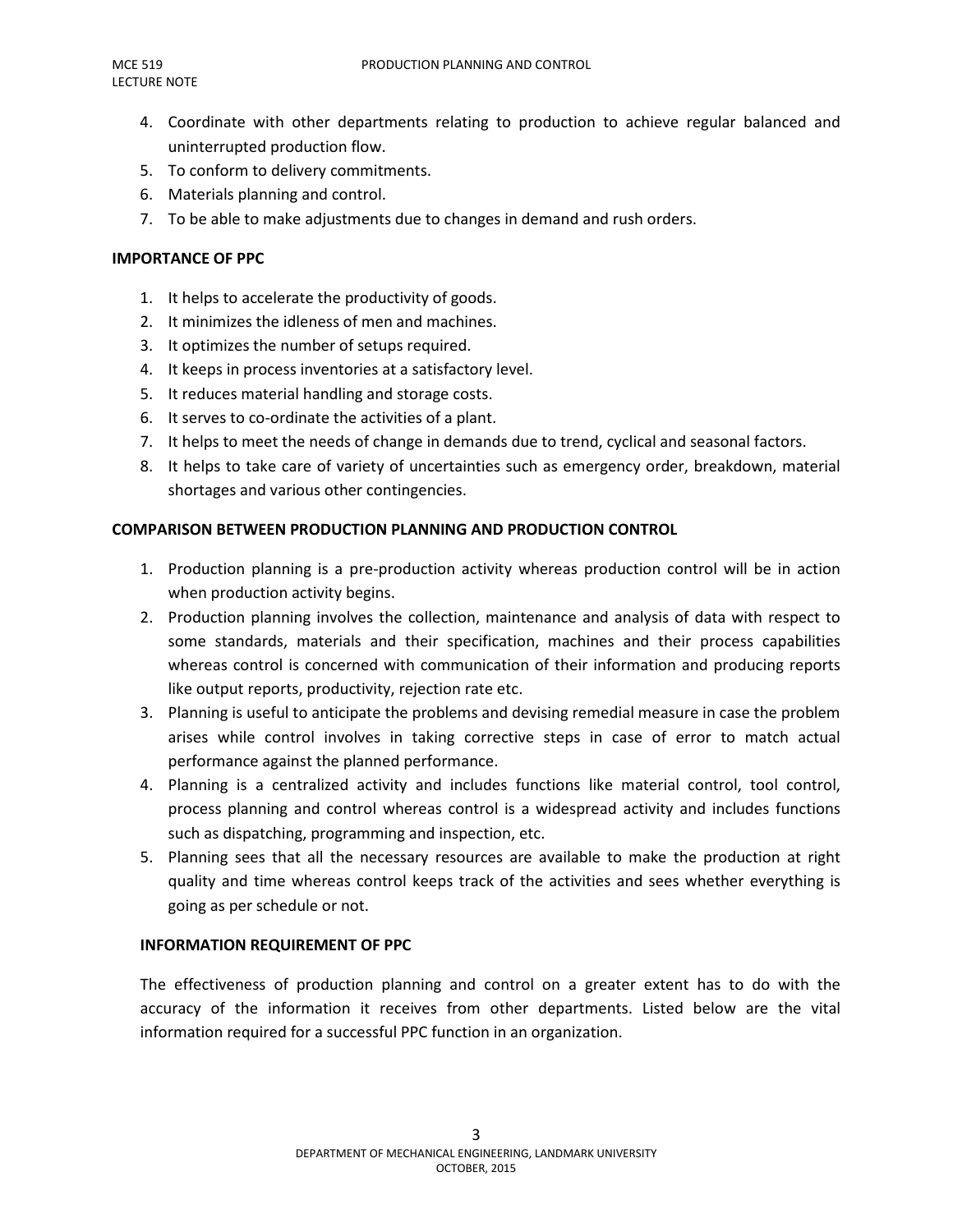4. Coordinate with other departments relating to production to achieve regular balanced and uninterrupted production flow.
5. To conform to delivery commitments.
6. Materials planning and control.
7. To be able to make adjustments due to changes in demand and rush orders.

**IMPORTANCE OF PPC**

1. It helps to accelerate the productivity of goods.
2. It minimizes the idleness of men and machines.
3. It optimizes the number of setups required.
4. It keeps in process inventories at a satisfactory level.
5. It reduces material handling and storage costs.
6. It serves to co-ordinate the activities of a plant.
7. It helps to meet the needs of change in demands due to trend, cyclical and seasonal factors.
8. It helps to take care of variety of uncertainties such as emergency order, breakdown, material shortages and various other contingencies.

**COMPARISON BETWEEN PRODUCTION PLANNING AND PRODUCTION CONTROL**

1. Production planning is a pre-production activity whereas production control will be in action when production activity begins.
2. Production planning involves the collection, maintenance and analysis of data with respect to some standards, materials and their specification, machines and their process capabilities whereas control is concerned with communication of their information and producing reports like output reports, productivity, rejection rate etc.
3. Planning is useful to anticipate the problems and devising remedial measure in case the problem arises while control involves in taking corrective steps in case of error to match actual performance against the planned performance.
4. Planning is a centralized activity and includes functions like material control, tool control, process planning and control whereas control is a widespread activity and includes functions such as dispatching, programming and inspection, etc.
5. Planning sees that all the necessary resources are available to make the production at right quality and time whereas control keeps track of the activities and sees whether everything is going as per schedule or not.

**INFORMATION REQUIREMENT OF PPC**

The effectiveness of production planning and control on a greater extent has to do with the accuracy of the information it receives from other departments. Listed below are the vital information required for a successful PPC function in an organization.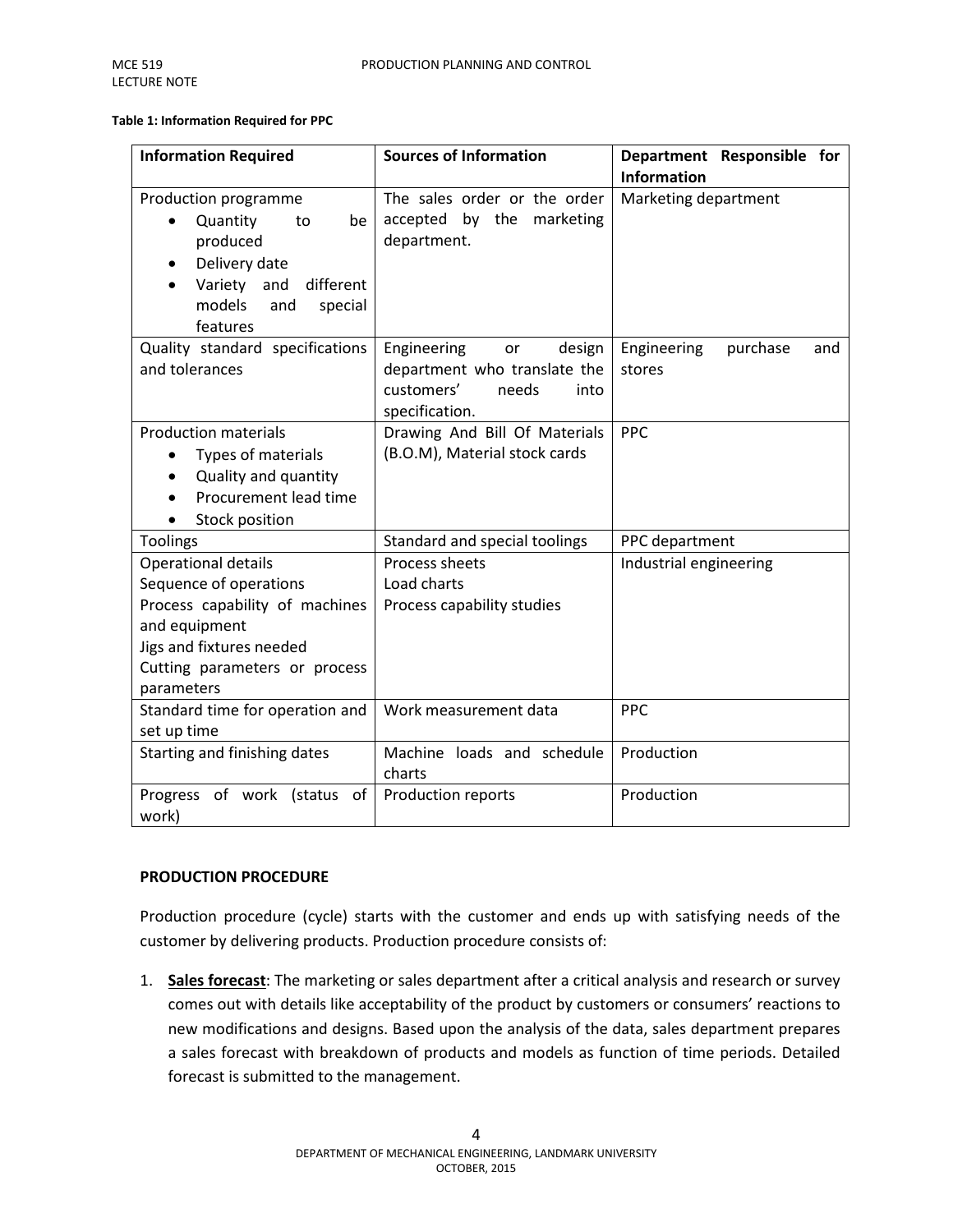**Table 1: Information Required for PPC**

| Information Required | Sources of Information | Department Responsible for Information |
|---|---|---|
| Production programme<br>• Quantity to be produced<br>• Delivery date<br>• Variety and different models and special features | The sales order or the order accepted by the marketing department. | Marketing department |
| Quality standard specifications and tolerances | Engineering or design department who translate the customers' needs into specification. | Engineering purchase and stores |
| Production materials<br>• Types of materials<br>• Quality and quantity<br>• Procurement lead time<br>• Stock position | Drawing And Bill Of Materials (B.O.M), Material stock cards | PPC |
| Toolings | Standard and special toolings | PPC department |
| Operational details<br>Sequence of operations<br>Process capability of machines and equipment<br>Jigs and fixtures needed<br>Cutting parameters or process parameters | Process sheets<br>Load charts<br>Process capability studies | Industrial engineering |
| Standard time for operation and set up time | Work measurement data | PPC |
| Starting and finishing dates | Machine loads and schedule charts | Production |
| Progress of work (status of work) | Production reports | Production |

**PRODUCTION PROCEDURE**

Production procedure (cycle) starts with the customer and ends up with satisfying needs of the customer by delivering products. Production procedure consists of:

1. **Sales forecast**: The marketing or sales department after a critical analysis and research or survey comes out with details like acceptability of the product by customers or consumers' reactions to new modifications and designs. Based upon the analysis of the data, sales department prepares a sales forecast with breakdown of products and models as function of time periods. Detailed forecast is submitted to the management.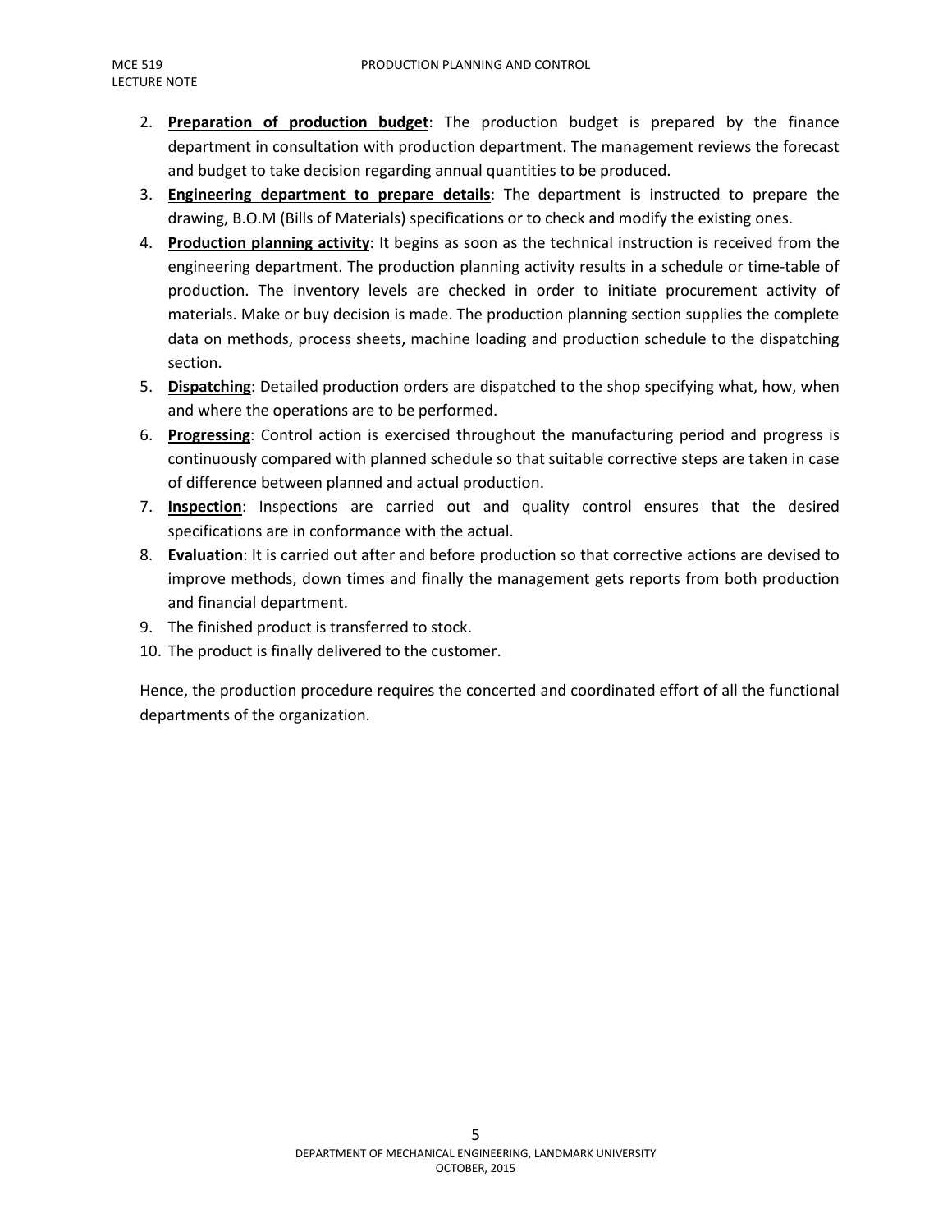2. **Preparation of production budget**: The production budget is prepared by the finance department in consultation with production department. The management reviews the forecast and budget to take decision regarding annual quantities to be produced.
3. **Engineering department to prepare details**: The department is instructed to prepare the drawing, B.O.M (Bills of Materials) specifications or to check and modify the existing ones.
4. **Production planning activity**: It begins as soon as the technical instruction is received from the engineering department. The production planning activity results in a schedule or time-table of production. The inventory levels are checked in order to initiate procurement activity of materials. Make or buy decision is made. The production planning section supplies the complete data on methods, process sheets, machine loading and production schedule to the dispatching section.
5. **Dispatching**: Detailed production orders are dispatched to the shop specifying what, how, when and where the operations are to be performed.
6. **Progressing**: Control action is exercised throughout the manufacturing period and progress is continuously compared with planned schedule so that suitable corrective steps are taken in case of difference between planned and actual production.
7. **Inspection**: Inspections are carried out and quality control ensures that the desired specifications are in conformance with the actual.
8. **Evaluation**: It is carried out after and before production so that corrective actions are devised to improve methods, down times and finally the management gets reports from both production and financial department.
9. The finished product is transferred to stock.
10. The product is finally delivered to the customer.

Hence, the production procedure requires the concerted and coordinated effort of all the functional departments of the organization.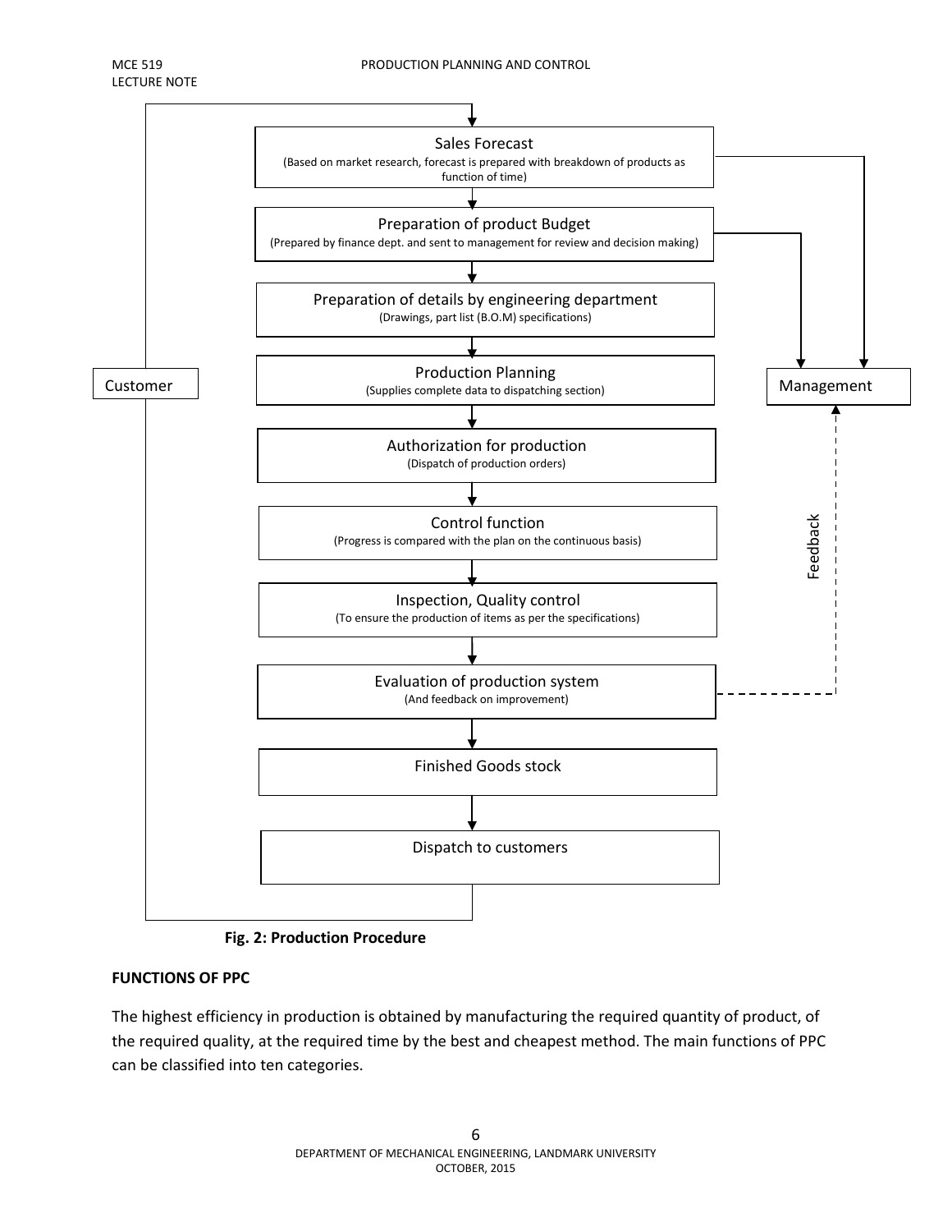Sales Forecast
(Based on market research, forecast is prepared with breakdown of products as function of time)

Preparation of product Budget
(Prepared by finance dept. and sent to management for review and decision making)

Preparation of details by engineering department
(Drawings, part list (B.O.M) specifications)

Production Planning
(Supplies complete data to dispatching section)

Customer

Management

Authorization for production
(Dispatch of production orders)

Control function
(Progress is compared with the plan on the continuous basis)

Feedback

Inspection, Quality control
(To ensure the production of items as per the specifications)

Evaluation of production system
(And feedback on improvement)

Finished Goods stock

Dispatch to customers

**Fig. 2: Production Procedure**

**FUNCTIONS OF PPC**

The highest efficiency in production is obtained by manufacturing the required quantity of product, of the required quality, at the required time by the best and cheapest method. The main functions of PPC can be classified into ten categories.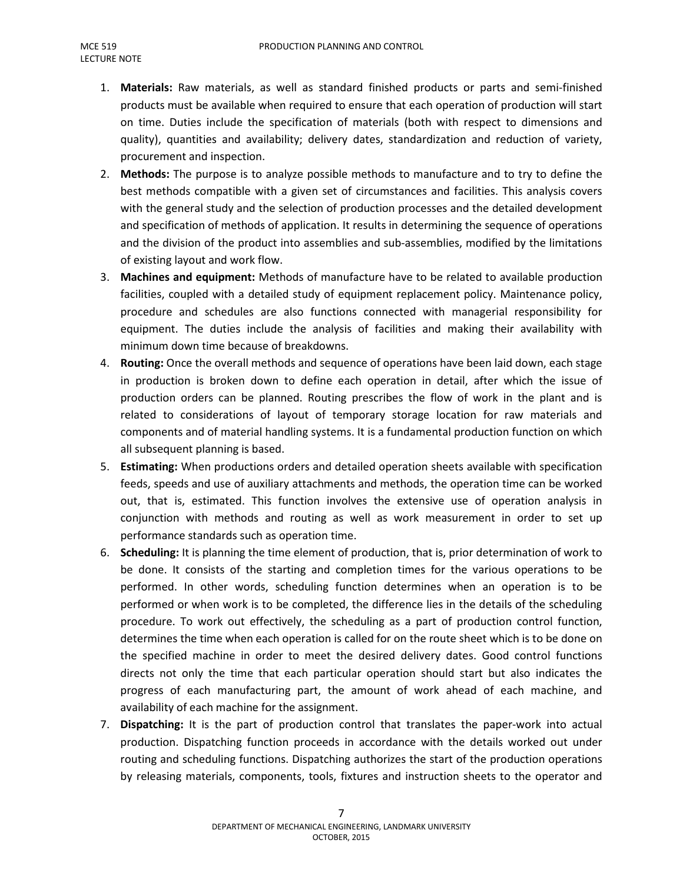1. **Materials:** Raw materials, as well as standard finished products or parts and semi-finished products must be available when required to ensure that each operation of production will start on time. Duties include the specification of materials (both with respect to dimensions and quality), quantities and availability; delivery dates, standardization and reduction of variety, procurement and inspection.
2. **Methods:** The purpose is to analyze possible methods to manufacture and to try to define the best methods compatible with a given set of circumstances and facilities. This analysis covers with the general study and the selection of production processes and the detailed development and specification of methods of application. It results in determining the sequence of operations and the division of the product into assemblies and sub-assemblies, modified by the limitations of existing layout and work flow.
3. **Machines and equipment:** Methods of manufacture have to be related to available production facilities, coupled with a detailed study of equipment replacement policy. Maintenance policy, procedure and schedules are also functions connected with managerial responsibility for equipment. The duties include the analysis of facilities and making their availability with minimum down time because of breakdowns.
4. **Routing:** Once the overall methods and sequence of operations have been laid down, each stage in production is broken down to define each operation in detail, after which the issue of production orders can be planned. Routing prescribes the flow of work in the plant and is related to considerations of layout of temporary storage location for raw materials and components and of material handling systems. It is a fundamental production function on which all subsequent planning is based.
5. **Estimating:** When productions orders and detailed operation sheets available with specification feeds, speeds and use of auxiliary attachments and methods, the operation time can be worked out, that is, estimated. This function involves the extensive use of operation analysis in conjunction with methods and routing as well as work measurement in order to set up performance standards such as operation time.
6. **Scheduling:** It is planning the time element of production, that is, prior determination of work to be done. It consists of the starting and completion times for the various operations to be performed. In other words, scheduling function determines when an operation is to be performed or when work is to be completed, the difference lies in the details of the scheduling procedure. To work out effectively, the scheduling as a part of production control function, determines the time when each operation is called for on the route sheet which is to be done on the specified machine in order to meet the desired delivery dates. Good control functions directs not only the time that each particular operation should start but also indicates the progress of each manufacturing part, the amount of work ahead of each machine, and availability of each machine for the assignment.
7. **Dispatching:** It is the part of production control that translates the paper-work into actual production. Dispatching function proceeds in accordance with the details worked out under routing and scheduling functions. Dispatching authorizes the start of the production operations by releasing materials, components, tools, fixtures and instruction sheets to the operator and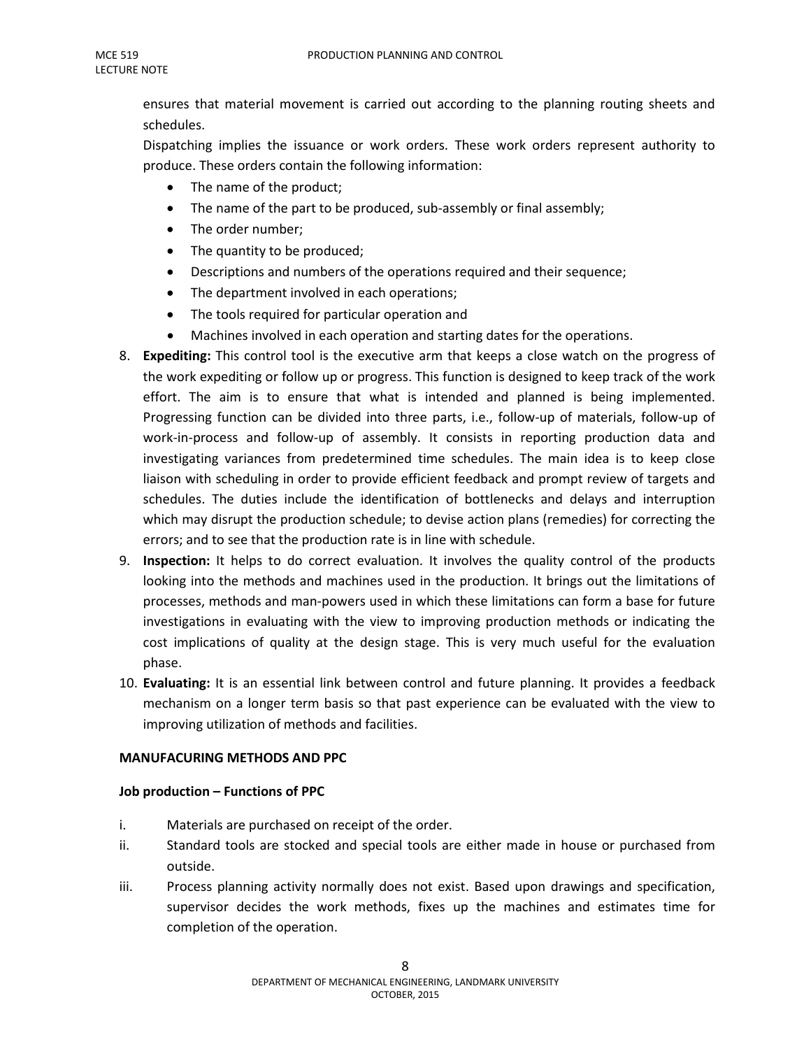ensures that material movement is carried out according to the planning routing sheets and schedules.

Dispatching implies the issuance or work orders. These work orders represent authority to produce. These orders contain the following information:

- The name of the product;
- The name of the part to be produced, sub-assembly or final assembly;
- The order number;
- The quantity to be produced;
- Descriptions and numbers of the operations required and their sequence;
- The department involved in each operations;
- The tools required for particular operation and
- Machines involved in each operation and starting dates for the operations.

8. **Expediting:** This control tool is the executive arm that keeps a close watch on the progress of the work expediting or follow up or progress. This function is designed to keep track of the work effort. The aim is to ensure that what is intended and planned is being implemented. Progressing function can be divided into three parts, i.e., follow-up of materials, follow-up of work-in-process and follow-up of assembly. It consists in reporting production data and investigating variances from predetermined time schedules. The main idea is to keep close liaison with scheduling in order to provide efficient feedback and prompt review of targets and schedules. The duties include the identification of bottlenecks and delays and interruption which may disrupt the production schedule; to devise action plans (remedies) for correcting the errors; and to see that the production rate is in line with schedule.
9. **Inspection:** It helps to do correct evaluation. It involves the quality control of the products looking into the methods and machines used in the production. It brings out the limitations of processes, methods and man-powers used in which these limitations can form a base for future investigations in evaluating with the view to improving production methods or indicating the cost implications of quality at the design stage. This is very much useful for the evaluation phase.
10. **Evaluating:** It is an essential link between control and future planning. It provides a feedback mechanism on a longer term basis so that past experience can be evaluated with the view to improving utilization of methods and facilities.

**MANUFACURING METHODS AND PPC**

**Job production – Functions of PPC**

i. Materials are purchased on receipt of the order.
ii. Standard tools are stocked and special tools are either made in house or purchased from outside.
iii. Process planning activity normally does not exist. Based upon drawings and specification, supervisor decides the work methods, fixes up the machines and estimates time for completion of the operation.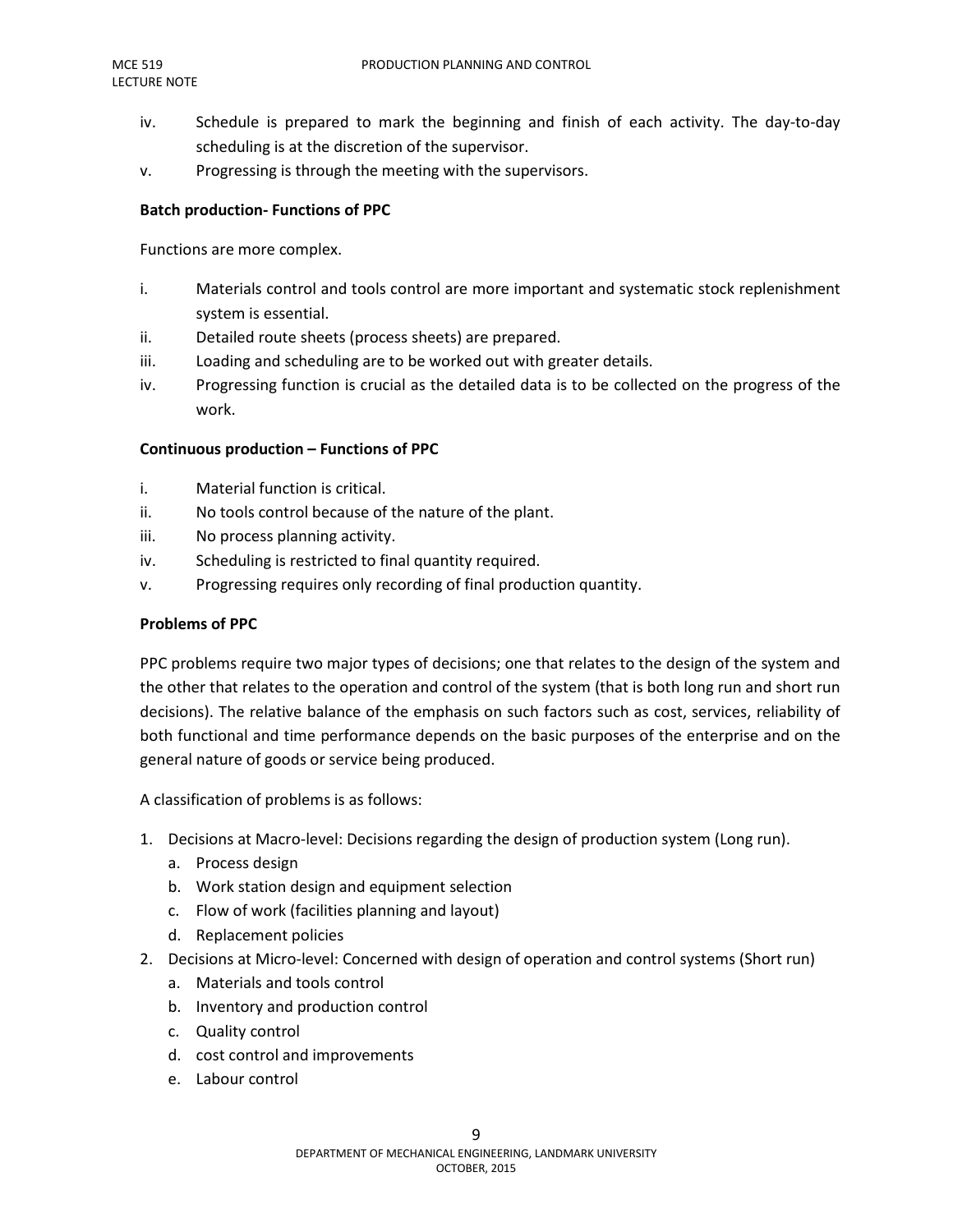iv. Schedule is prepared to mark the beginning and finish of each activity. The day-to-day scheduling is at the discretion of the supervisor.

v. Progressing is through the meeting with the supervisors.

**Batch production- Functions of PPC**

Functions are more complex.

i. Materials control and tools control are more important and systematic stock replenishment system is essential.

ii. Detailed route sheets (process sheets) are prepared.

iii. Loading and scheduling are to be worked out with greater details.

iv. Progressing function is crucial as the detailed data is to be collected on the progress of the work.

**Continuous production – Functions of PPC**

i. Material function is critical.

ii. No tools control because of the nature of the plant.

iii. No process planning activity.

iv. Scheduling is restricted to final quantity required.

v. Progressing requires only recording of final production quantity.

**Problems of PPC**

PPC problems require two major types of decisions; one that relates to the design of the system and the other that relates to the operation and control of the system (that is both long run and short run decisions). The relative balance of the emphasis on such factors such as cost, services, reliability of both functional and time performance depends on the basic purposes of the enterprise and on the general nature of goods or service being produced.

A classification of problems is as follows:

1. Decisions at Macro-level: Decisions regarding the design of production system (Long run).
   a. Process design
   b. Work station design and equipment selection
   c. Flow of work (facilities planning and layout)
   d. Replacement policies
2. Decisions at Micro-level: Concerned with design of operation and control systems (Short run)
   a. Materials and tools control
   b. Inventory and production control
   c. Quality control
   d. cost control and improvements
   e. Labour control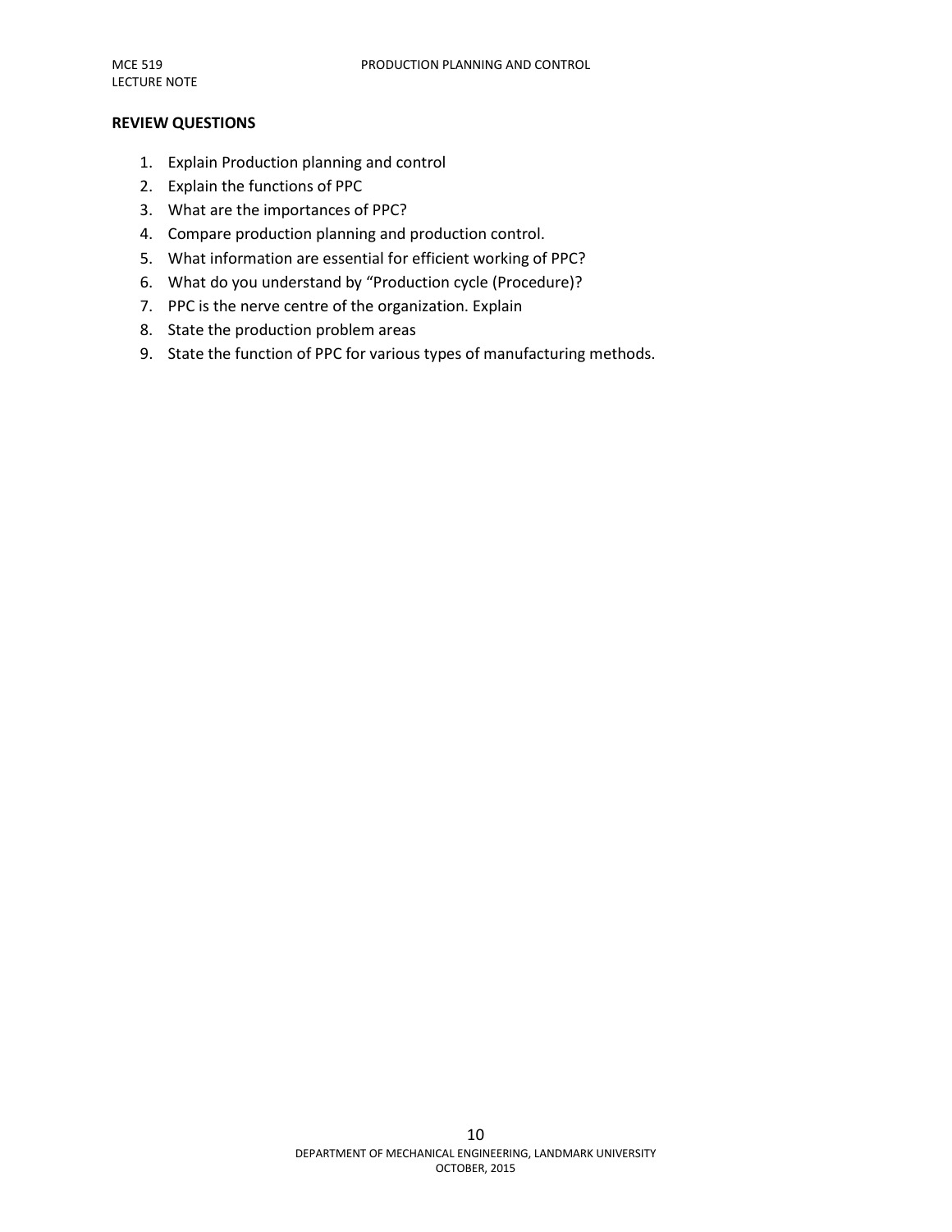**REVIEW QUESTIONS**

1. Explain Production planning and control
2. Explain the functions of PPC
3. What are the importances of PPC?
4. Compare production planning and production control.
5. What information are essential for efficient working of PPC?
6. What do you understand by "Production cycle (Procedure)?
7. PPC is the nerve centre of the organization. Explain
8. State the production problem areas
9. State the function of PPC for various types of manufacturing methods.